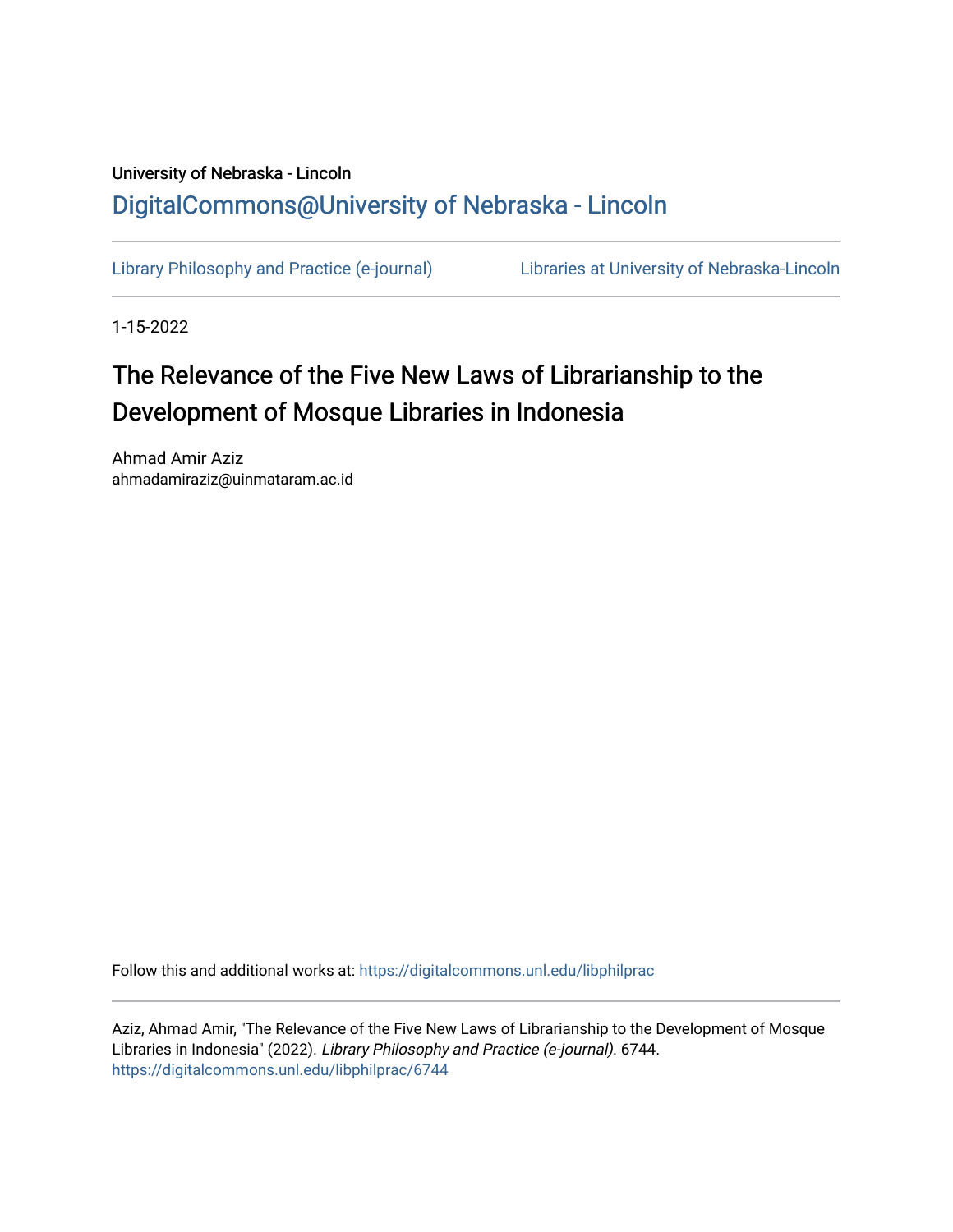University of Nebraska - Lincoln

## DigitalCommons@University of Nebraska - Lincoln

Library Philosophy and Practice (e-journal) | Libraries at University of Nebraska-Lincoln

1-15-2022

# The Relevance of the Five New Laws of Librarianship to the Development of Mosque Libraries in Indonesia

Ahmad Amir Aziz
ahmadamiraziz@uinmataram.ac.id

Follow this and additional works at: https://digitalcommons.unl.edu/libphilprac

Aziz, Ahmad Amir, "The Relevance of the Five New Laws of Librarianship to the Development of Mosque Libraries in Indonesia" (2022). *Library Philosophy and Practice (e-journal)*. 6744.
https://digitalcommons.unl.edu/libphilprac/6744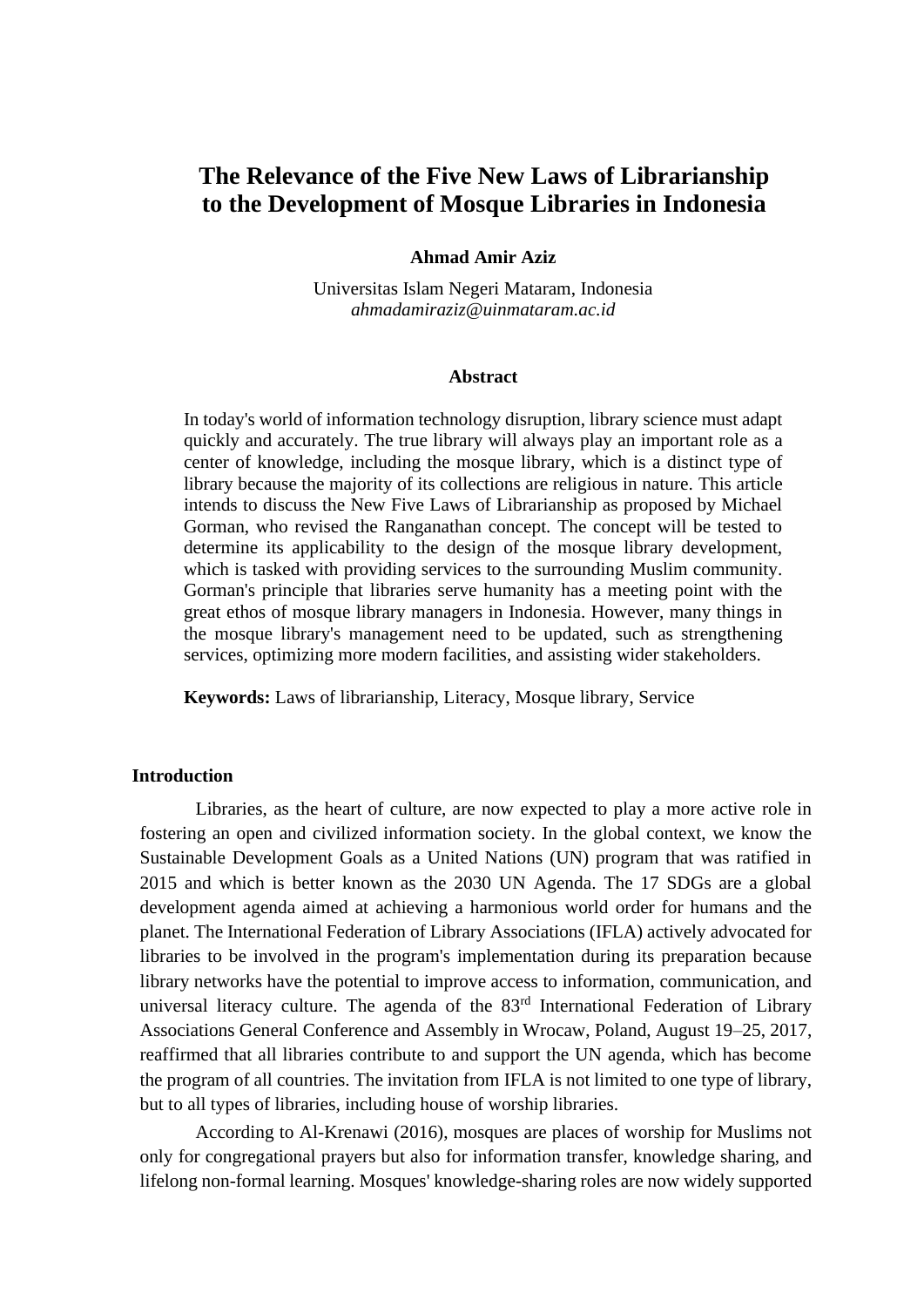# The Relevance of the Five New Laws of Librarianship to the Development of Mosque Libraries in Indonesia

**Ahmad Amir Aziz**

Universitas Islam Negeri Mataram, Indonesia
*ahmadamiraziz@uinmataram.ac.id*

## Abstract

In today's world of information technology disruption, library science must adapt quickly and accurately. The true library will always play an important role as a center of knowledge, including the mosque library, which is a distinct type of library because the majority of its collections are religious in nature. This article intends to discuss the New Five Laws of Librarianship as proposed by Michael Gorman, who revised the Ranganathan concept. The concept will be tested to determine its applicability to the design of the mosque library development, which is tasked with providing services to the surrounding Muslim community. Gorman's principle that libraries serve humanity has a meeting point with the great ethos of mosque library managers in Indonesia. However, many things in the mosque library's management need to be updated, such as strengthening services, optimizing more modern facilities, and assisting wider stakeholders.

**Keywords:** Laws of librarianship, Literacy, Mosque library, Service

## Introduction

Libraries, as the heart of culture, are now expected to play a more active role in fostering an open and civilized information society. In the global context, we know the Sustainable Development Goals as a United Nations (UN) program that was ratified in 2015 and which is better known as the 2030 UN Agenda. The 17 SDGs are a global development agenda aimed at achieving a harmonious world order for humans and the planet. The International Federation of Library Associations (IFLA) actively advocated for libraries to be involved in the program's implementation during its preparation because library networks have the potential to improve access to information, communication, and universal literacy culture. The agenda of the 83rd International Federation of Library Associations General Conference and Assembly in Wrocaw, Poland, August 19–25, 2017, reaffirmed that all libraries contribute to and support the UN agenda, which has become the program of all countries. The invitation from IFLA is not limited to one type of library, but to all types of libraries, including house of worship libraries.

According to Al-Krenawi (2016), mosques are places of worship for Muslims not only for congregational prayers but also for information transfer, knowledge sharing, and lifelong non-formal learning. Mosques' knowledge-sharing roles are now widely supported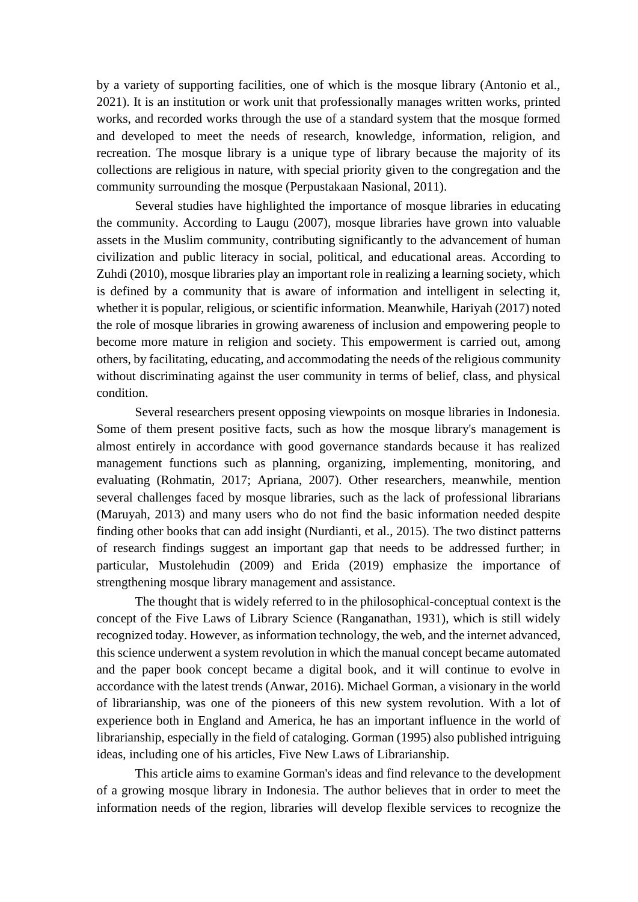by a variety of supporting facilities, one of which is the mosque library (Antonio et al., 2021). It is an institution or work unit that professionally manages written works, printed works, and recorded works through the use of a standard system that the mosque formed and developed to meet the needs of research, knowledge, information, religion, and recreation. The mosque library is a unique type of library because the majority of its collections are religious in nature, with special priority given to the congregation and the community surrounding the mosque (Perpustakaan Nasional, 2011).

Several studies have highlighted the importance of mosque libraries in educating the community. According to Laugu (2007), mosque libraries have grown into valuable assets in the Muslim community, contributing significantly to the advancement of human civilization and public literacy in social, political, and educational areas. According to Zuhdi (2010), mosque libraries play an important role in realizing a learning society, which is defined by a community that is aware of information and intelligent in selecting it, whether it is popular, religious, or scientific information. Meanwhile, Hariyah (2017) noted the role of mosque libraries in growing awareness of inclusion and empowering people to become more mature in religion and society. This empowerment is carried out, among others, by facilitating, educating, and accommodating the needs of the religious community without discriminating against the user community in terms of belief, class, and physical condition.

Several researchers present opposing viewpoints on mosque libraries in Indonesia. Some of them present positive facts, such as how the mosque library's management is almost entirely in accordance with good governance standards because it has realized management functions such as planning, organizing, implementing, monitoring, and evaluating (Rohmatin, 2017; Apriana, 2007). Other researchers, meanwhile, mention several challenges faced by mosque libraries, such as the lack of professional librarians (Maruyah, 2013) and many users who do not find the basic information needed despite finding other books that can add insight (Nurdianti, et al., 2015). The two distinct patterns of research findings suggest an important gap that needs to be addressed further; in particular, Mustolehudin (2009) and Erida (2019) emphasize the importance of strengthening mosque library management and assistance.

The thought that is widely referred to in the philosophical-conceptual context is the concept of the Five Laws of Library Science (Ranganathan, 1931), which is still widely recognized today. However, as information technology, the web, and the internet advanced, this science underwent a system revolution in which the manual concept became automated and the paper book concept became a digital book, and it will continue to evolve in accordance with the latest trends (Anwar, 2016). Michael Gorman, a visionary in the world of librarianship, was one of the pioneers of this new system revolution. With a lot of experience both in England and America, he has an important influence in the world of librarianship, especially in the field of cataloging. Gorman (1995) also published intriguing ideas, including one of his articles, Five New Laws of Librarianship.

This article aims to examine Gorman's ideas and find relevance to the development of a growing mosque library in Indonesia. The author believes that in order to meet the information needs of the region, libraries will develop flexible services to recognize the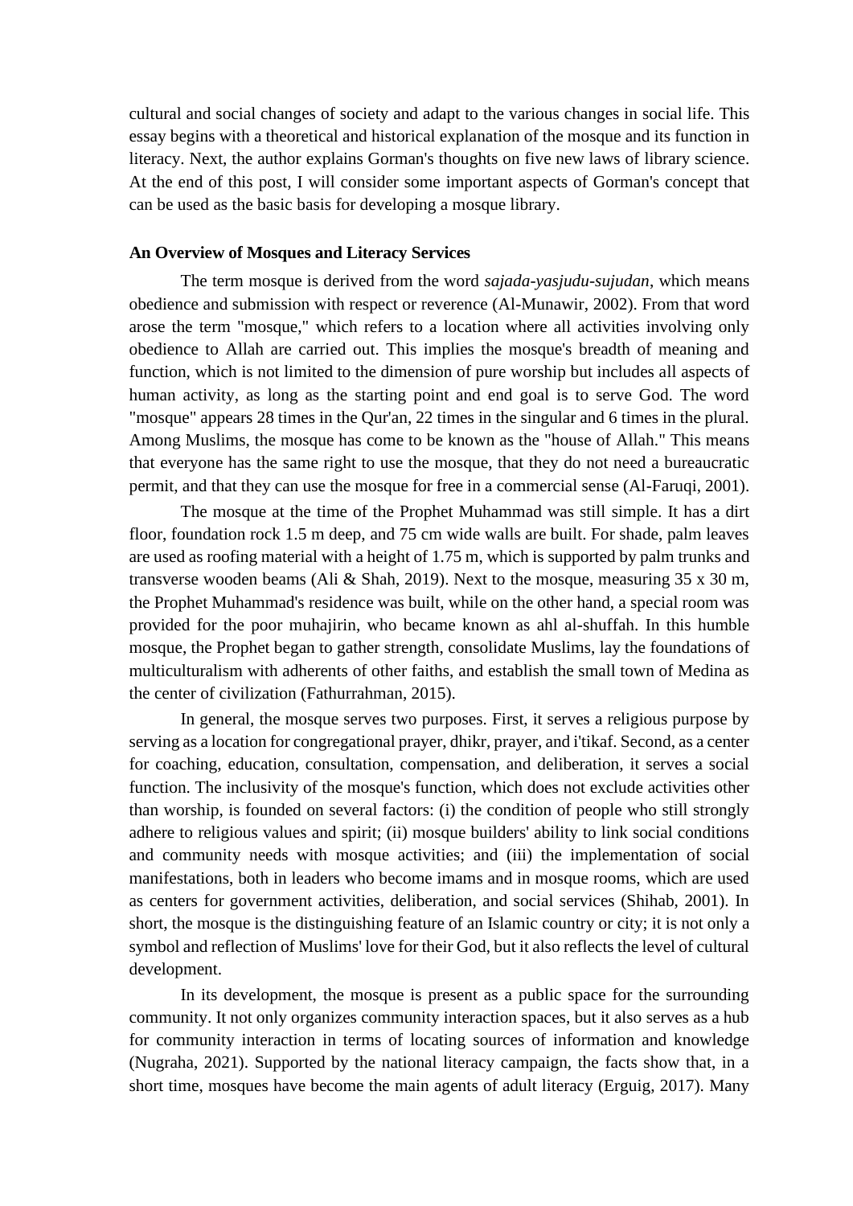cultural and social changes of society and adapt to the various changes in social life. This essay begins with a theoretical and historical explanation of the mosque and its function in literacy. Next, the author explains Gorman's thoughts on five new laws of library science. At the end of this post, I will consider some important aspects of Gorman's concept that can be used as the basic basis for developing a mosque library.

**An Overview of Mosques and Literacy Services**

The term mosque is derived from the word *sajada-yasjudu-sujudan*, which means obedience and submission with respect or reverence (Al-Munawir, 2002). From that word arose the term "mosque," which refers to a location where all activities involving only obedience to Allah are carried out. This implies the mosque's breadth of meaning and function, which is not limited to the dimension of pure worship but includes all aspects of human activity, as long as the starting point and end goal is to serve God. The word "mosque" appears 28 times in the Qur'an, 22 times in the singular and 6 times in the plural. Among Muslims, the mosque has come to be known as the "house of Allah." This means that everyone has the same right to use the mosque, that they do not need a bureaucratic permit, and that they can use the mosque for free in a commercial sense (Al-Faruqi, 2001).

The mosque at the time of the Prophet Muhammad was still simple. It has a dirt floor, foundation rock 1.5 m deep, and 75 cm wide walls are built. For shade, palm leaves are used as roofing material with a height of 1.75 m, which is supported by palm trunks and transverse wooden beams (Ali & Shah, 2019). Next to the mosque, measuring 35 x 30 m, the Prophet Muhammad's residence was built, while on the other hand, a special room was provided for the poor muhajirin, who became known as ahl al-shuffah. In this humble mosque, the Prophet began to gather strength, consolidate Muslims, lay the foundations of multiculturalism with adherents of other faiths, and establish the small town of Medina as the center of civilization (Fathurrahman, 2015).

In general, the mosque serves two purposes. First, it serves a religious purpose by serving as a location for congregational prayer, dhikr, prayer, and i'tikaf. Second, as a center for coaching, education, consultation, compensation, and deliberation, it serves a social function. The inclusivity of the mosque's function, which does not exclude activities other than worship, is founded on several factors: (i) the condition of people who still strongly adhere to religious values and spirit; (ii) mosque builders' ability to link social conditions and community needs with mosque activities; and (iii) the implementation of social manifestations, both in leaders who become imams and in mosque rooms, which are used as centers for government activities, deliberation, and social services (Shihab, 2001). In short, the mosque is the distinguishing feature of an Islamic country or city; it is not only a symbol and reflection of Muslims' love for their God, but it also reflects the level of cultural development.

In its development, the mosque is present as a public space for the surrounding community. It not only organizes community interaction spaces, but it also serves as a hub for community interaction in terms of locating sources of information and knowledge (Nugraha, 2021). Supported by the national literacy campaign, the facts show that, in a short time, mosques have become the main agents of adult literacy (Erguig, 2017). Many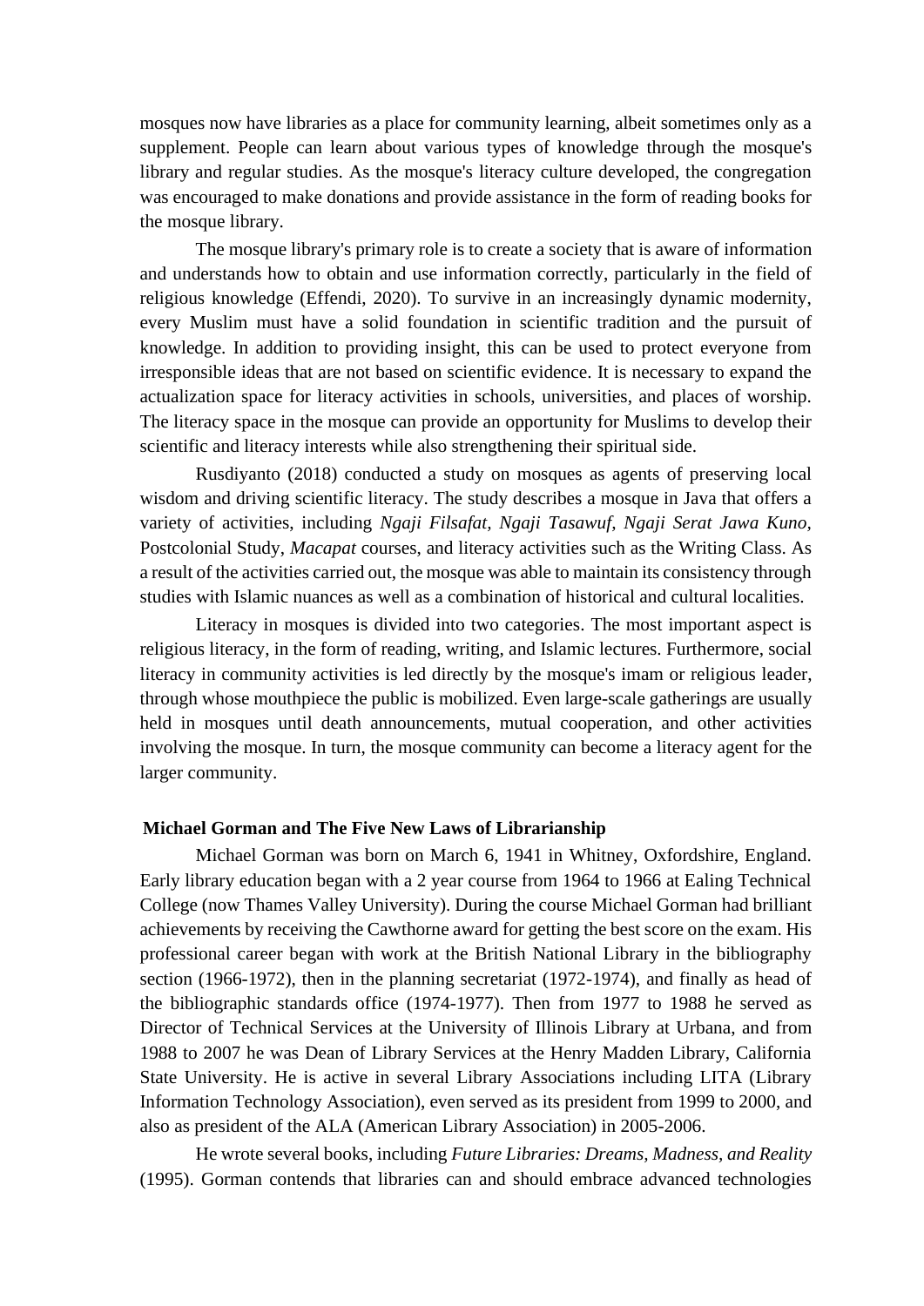mosques now have libraries as a place for community learning, albeit sometimes only as a supplement. People can learn about various types of knowledge through the mosque's library and regular studies. As the mosque's literacy culture developed, the congregation was encouraged to make donations and provide assistance in the form of reading books for the mosque library.

The mosque library's primary role is to create a society that is aware of information and understands how to obtain and use information correctly, particularly in the field of religious knowledge (Effendi, 2020). To survive in an increasingly dynamic modernity, every Muslim must have a solid foundation in scientific tradition and the pursuit of knowledge. In addition to providing insight, this can be used to protect everyone from irresponsible ideas that are not based on scientific evidence. It is necessary to expand the actualization space for literacy activities in schools, universities, and places of worship. The literacy space in the mosque can provide an opportunity for Muslims to develop their scientific and literacy interests while also strengthening their spiritual side.

Rusdiyanto (2018) conducted a study on mosques as agents of preserving local wisdom and driving scientific literacy. The study describes a mosque in Java that offers a variety of activities, including *Ngaji Filsafat, Ngaji Tasawuf, Ngaji Serat Jawa Kuno,* Postcolonial Study, *Macapat* courses, and literacy activities such as the Writing Class. As a result of the activities carried out, the mosque was able to maintain its consistency through studies with Islamic nuances as well as a combination of historical and cultural localities.

Literacy in mosques is divided into two categories. The most important aspect is religious literacy, in the form of reading, writing, and Islamic lectures. Furthermore, social literacy in community activities is led directly by the mosque's imam or religious leader, through whose mouthpiece the public is mobilized. Even large-scale gatherings are usually held in mosques until death announcements, mutual cooperation, and other activities involving the mosque. In turn, the mosque community can become a literacy agent for the larger community.

### Michael Gorman and The Five New Laws of Librarianship

Michael Gorman was born on March 6, 1941 in Whitney, Oxfordshire, England. Early library education began with a 2 year course from 1964 to 1966 at Ealing Technical College (now Thames Valley University). During the course Michael Gorman had brilliant achievements by receiving the Cawthorne award for getting the best score on the exam. His professional career began with work at the British National Library in the bibliography section (1966-1972), then in the planning secretariat (1972-1974), and finally as head of the bibliographic standards office (1974-1977). Then from 1977 to 1988 he served as Director of Technical Services at the University of Illinois Library at Urbana, and from 1988 to 2007 he was Dean of Library Services at the Henry Madden Library, California State University. He is active in several Library Associations including LITA (Library Information Technology Association), even served as its president from 1999 to 2000, and also as president of the ALA (American Library Association) in 2005-2006.

He wrote several books, including *Future Libraries: Dreams, Madness, and Reality* (1995). Gorman contends that libraries can and should embrace advanced technologies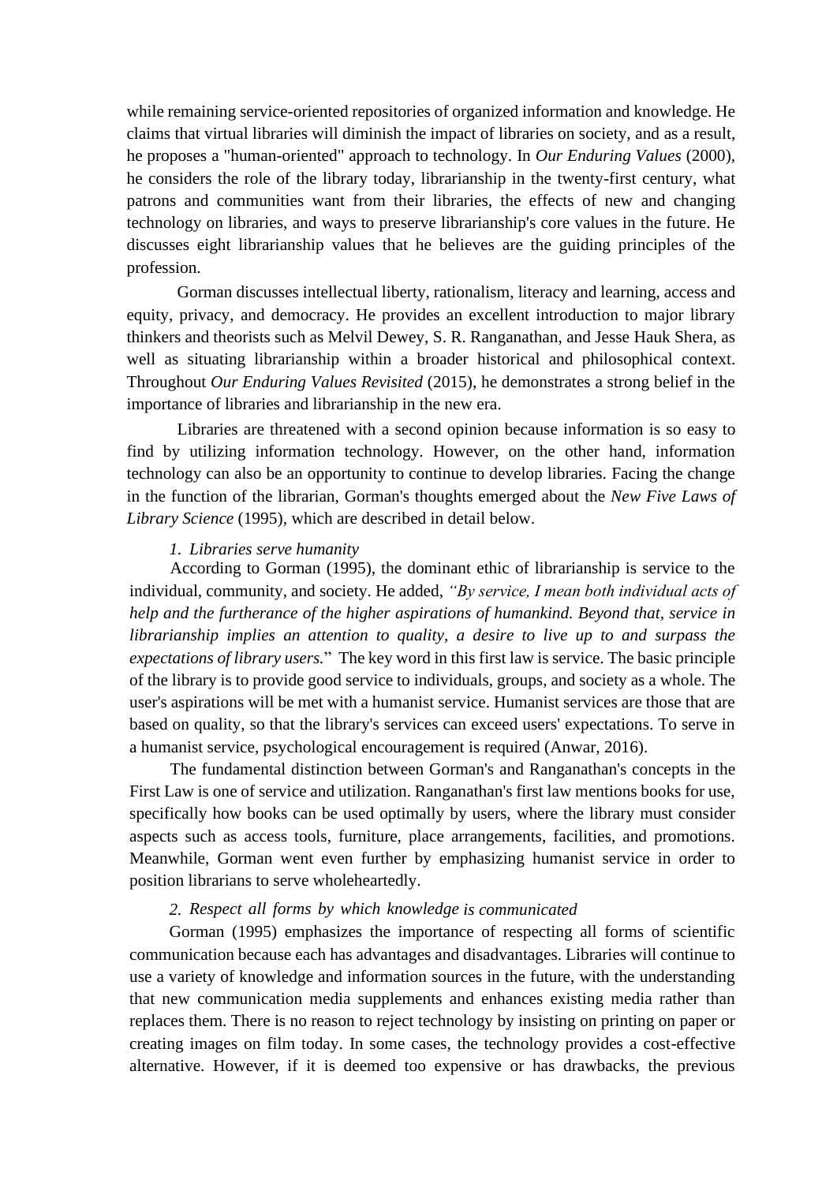while remaining service-oriented repositories of organized information and knowledge. He claims that virtual libraries will diminish the impact of libraries on society, and as a result, he proposes a "human-oriented" approach to technology. In *Our Enduring Values* (2000), he considers the role of the library today, librarianship in the twenty-first century, what patrons and communities want from their libraries, the effects of new and changing technology on libraries, and ways to preserve librarianship's core values in the future. He discusses eight librarianship values that he believes are the guiding principles of the profession.

Gorman discusses intellectual liberty, rationalism, literacy and learning, access and equity, privacy, and democracy. He provides an excellent introduction to major library thinkers and theorists such as Melvil Dewey, S. R. Ranganathan, and Jesse Hauk Shera, as well as situating librarianship within a broader historical and philosophical context. Throughout *Our Enduring Values Revisited* (2015), he demonstrates a strong belief in the importance of libraries and librarianship in the new era.

Libraries are threatened with a second opinion because information is so easy to find by utilizing information technology. However, on the other hand, information technology can also be an opportunity to continue to develop libraries. Facing the change in the function of the librarian, Gorman's thoughts emerged about the *New Five Laws of Library Science* (1995), which are described in detail below.

*1. Libraries serve humanity*

According to Gorman (1995), the dominant ethic of librarianship is service to the individual, community, and society. He added, *"By service, I mean both individual acts of help and the furtherance of the higher aspirations of humankind. Beyond that, service in librarianship implies an attention to quality, a desire to live up to and surpass the expectations of library users.*" The key word in this first law is service. The basic principle of the library is to provide good service to individuals, groups, and society as a whole. The user's aspirations will be met with a humanist service. Humanist services are those that are based on quality, so that the library's services can exceed users' expectations. To serve in a humanist service, psychological encouragement is required (Anwar, 2016).

The fundamental distinction between Gorman's and Ranganathan's concepts in the First Law is one of service and utilization. Ranganathan's first law mentions books for use, specifically how books can be used optimally by users, where the library must consider aspects such as access tools, furniture, place arrangements, facilities, and promotions. Meanwhile, Gorman went even further by emphasizing humanist service in order to position librarians to serve wholeheartedly.

*2. Respect all forms by which knowledge is communicated*

Gorman (1995) emphasizes the importance of respecting all forms of scientific communication because each has advantages and disadvantages. Libraries will continue to use a variety of knowledge and information sources in the future, with the understanding that new communication media supplements and enhances existing media rather than replaces them. There is no reason to reject technology by insisting on printing on paper or creating images on film today. In some cases, the technology provides a cost-effective alternative. However, if it is deemed too expensive or has drawbacks, the previous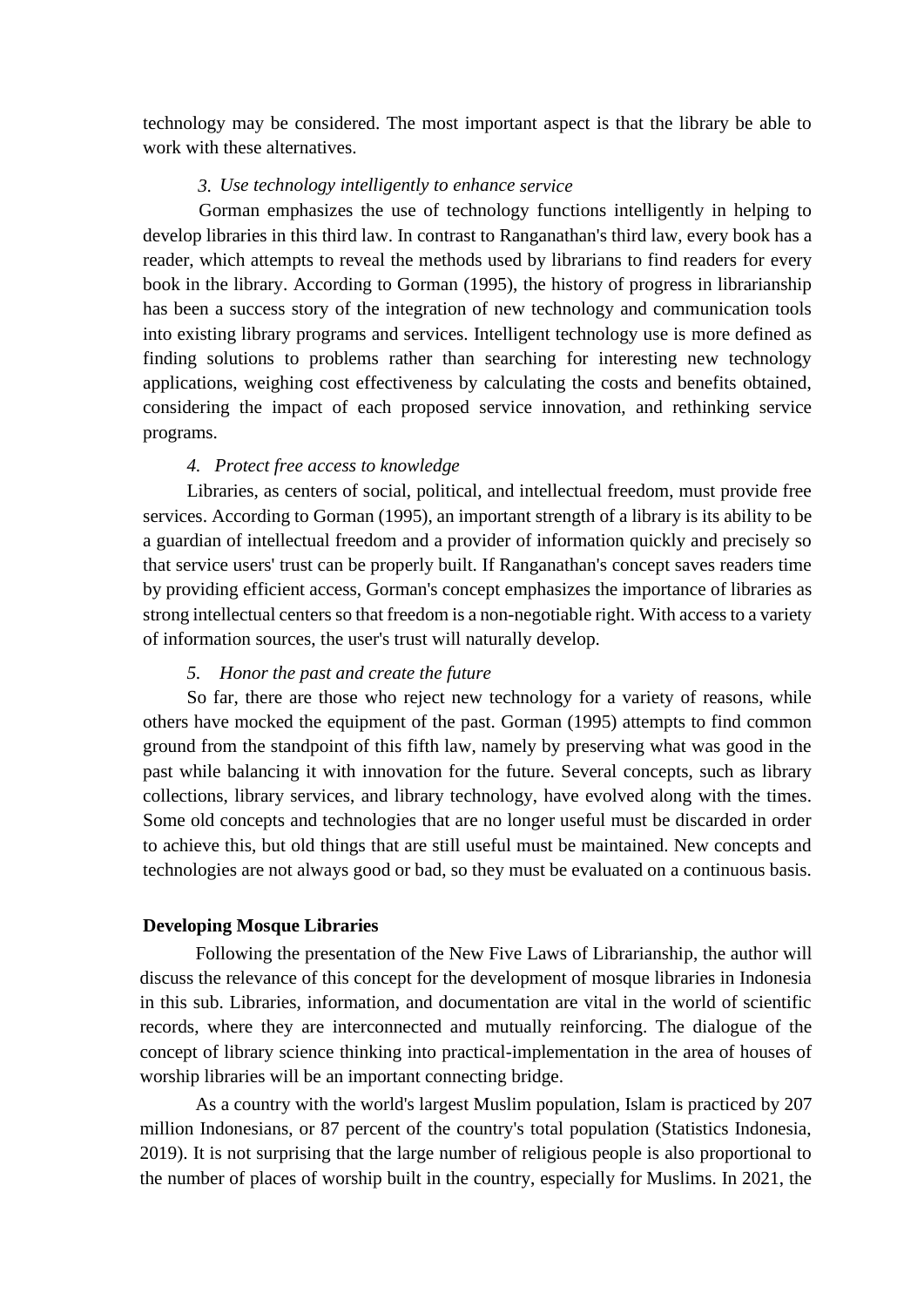technology may be considered. The most important aspect is that the library be able to work with these alternatives.

*3. Use technology intelligently to enhance service*

Gorman emphasizes the use of technology functions intelligently in helping to develop libraries in this third law. In contrast to Ranganathan's third law, every book has a reader, which attempts to reveal the methods used by librarians to find readers for every book in the library. According to Gorman (1995), the history of progress in librarianship has been a success story of the integration of new technology and communication tools into existing library programs and services. Intelligent technology use is more defined as finding solutions to problems rather than searching for interesting new technology applications, weighing cost effectiveness by calculating the costs and benefits obtained, considering the impact of each proposed service innovation, and rethinking service programs.

*4. Protect free access to knowledge*

Libraries, as centers of social, political, and intellectual freedom, must provide free services. According to Gorman (1995), an important strength of a library is its ability to be a guardian of intellectual freedom and a provider of information quickly and precisely so that service users' trust can be properly built. If Ranganathan's concept saves readers time by providing efficient access, Gorman's concept emphasizes the importance of libraries as strong intellectual centers so that freedom is a non-negotiable right. With access to a variety of information sources, the user's trust will naturally develop.

*5. Honor the past and create the future*

So far, there are those who reject new technology for a variety of reasons, while others have mocked the equipment of the past. Gorman (1995) attempts to find common ground from the standpoint of this fifth law, namely by preserving what was good in the past while balancing it with innovation for the future. Several concepts, such as library collections, library services, and library technology, have evolved along with the times. Some old concepts and technologies that are no longer useful must be discarded in order to achieve this, but old things that are still useful must be maintained. New concepts and technologies are not always good or bad, so they must be evaluated on a continuous basis.

**Developing Mosque Libraries**

Following the presentation of the New Five Laws of Librarianship, the author will discuss the relevance of this concept for the development of mosque libraries in Indonesia in this sub. Libraries, information, and documentation are vital in the world of scientific records, where they are interconnected and mutually reinforcing. The dialogue of the concept of library science thinking into practical-implementation in the area of houses of worship libraries will be an important connecting bridge.

As a country with the world's largest Muslim population, Islam is practiced by 207 million Indonesians, or 87 percent of the country's total population (Statistics Indonesia, 2019). It is not surprising that the large number of religious people is also proportional to the number of places of worship built in the country, especially for Muslims. In 2021, the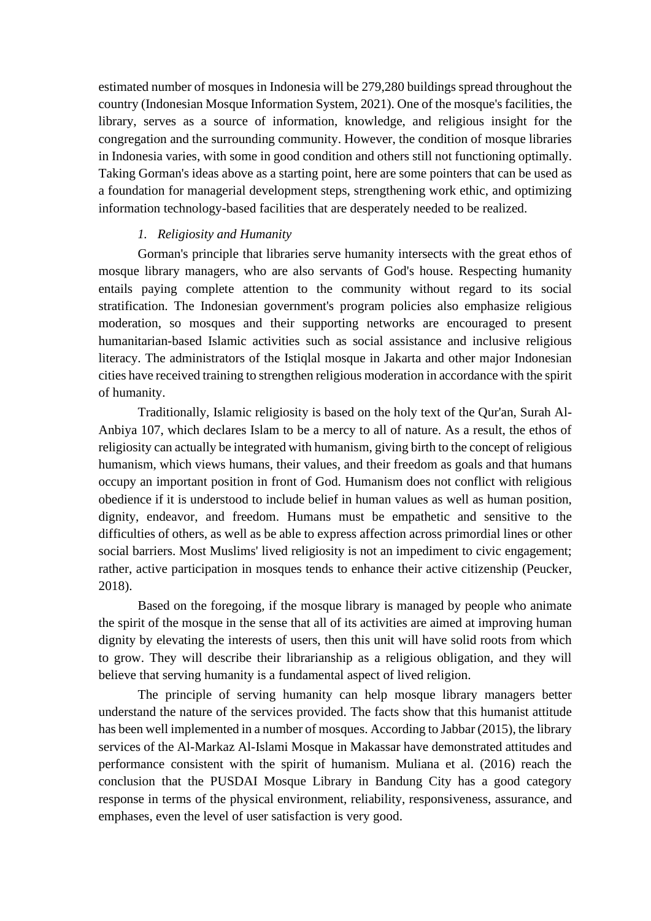estimated number of mosques in Indonesia will be 279,280 buildings spread throughout the country (Indonesian Mosque Information System, 2021). One of the mosque's facilities, the library, serves as a source of information, knowledge, and religious insight for the congregation and the surrounding community. However, the condition of mosque libraries in Indonesia varies, with some in good condition and others still not functioning optimally. Taking Gorman's ideas above as a starting point, here are some pointers that can be used as a foundation for managerial development steps, strengthening work ethic, and optimizing information technology-based facilities that are desperately needed to be realized.

*1. Religiosity and Humanity*

Gorman's principle that libraries serve humanity intersects with the great ethos of mosque library managers, who are also servants of God's house. Respecting humanity entails paying complete attention to the community without regard to its social stratification. The Indonesian government's program policies also emphasize religious moderation, so mosques and their supporting networks are encouraged to present humanitarian-based Islamic activities such as social assistance and inclusive religious literacy. The administrators of the Istiqlal mosque in Jakarta and other major Indonesian cities have received training to strengthen religious moderation in accordance with the spirit of humanity.

Traditionally, Islamic religiosity is based on the holy text of the Qur'an, Surah Al-Anbiya 107, which declares Islam to be a mercy to all of nature. As a result, the ethos of religiosity can actually be integrated with humanism, giving birth to the concept of religious humanism, which views humans, their values, and their freedom as goals and that humans occupy an important position in front of God. Humanism does not conflict with religious obedience if it is understood to include belief in human values as well as human position, dignity, endeavor, and freedom. Humans must be empathetic and sensitive to the difficulties of others, as well as be able to express affection across primordial lines or other social barriers. Most Muslims' lived religiosity is not an impediment to civic engagement; rather, active participation in mosques tends to enhance their active citizenship (Peucker, 2018).

Based on the foregoing, if the mosque library is managed by people who animate the spirit of the mosque in the sense that all of its activities are aimed at improving human dignity by elevating the interests of users, then this unit will have solid roots from which to grow. They will describe their librarianship as a religious obligation, and they will believe that serving humanity is a fundamental aspect of lived religion.

The principle of serving humanity can help mosque library managers better understand the nature of the services provided. The facts show that this humanist attitude has been well implemented in a number of mosques. According to Jabbar (2015), the library services of the Al-Markaz Al-Islami Mosque in Makassar have demonstrated attitudes and performance consistent with the spirit of humanism. Muliana et al. (2016) reach the conclusion that the PUSDAI Mosque Library in Bandung City has a good category response in terms of the physical environment, reliability, responsiveness, assurance, and emphases, even the level of user satisfaction is very good.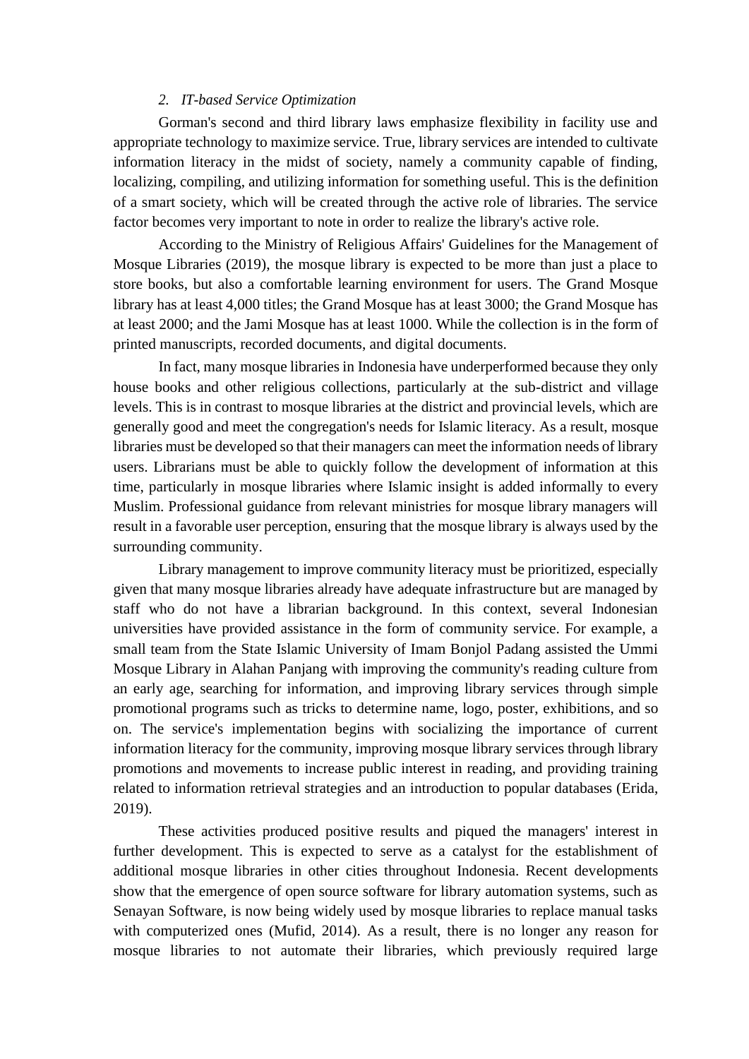*2. IT-based Service Optimization*

Gorman's second and third library laws emphasize flexibility in facility use and appropriate technology to maximize service. True, library services are intended to cultivate information literacy in the midst of society, namely a community capable of finding, localizing, compiling, and utilizing information for something useful. This is the definition of a smart society, which will be created through the active role of libraries. The service factor becomes very important to note in order to realize the library's active role.

According to the Ministry of Religious Affairs' Guidelines for the Management of Mosque Libraries (2019), the mosque library is expected to be more than just a place to store books, but also a comfortable learning environment for users. The Grand Mosque library has at least 4,000 titles; the Grand Mosque has at least 3000; the Grand Mosque has at least 2000; and the Jami Mosque has at least 1000. While the collection is in the form of printed manuscripts, recorded documents, and digital documents.

In fact, many mosque libraries in Indonesia have underperformed because they only house books and other religious collections, particularly at the sub-district and village levels. This is in contrast to mosque libraries at the district and provincial levels, which are generally good and meet the congregation's needs for Islamic literacy. As a result, mosque libraries must be developed so that their managers can meet the information needs of library users. Librarians must be able to quickly follow the development of information at this time, particularly in mosque libraries where Islamic insight is added informally to every Muslim. Professional guidance from relevant ministries for mosque library managers will result in a favorable user perception, ensuring that the mosque library is always used by the surrounding community.

Library management to improve community literacy must be prioritized, especially given that many mosque libraries already have adequate infrastructure but are managed by staff who do not have a librarian background. In this context, several Indonesian universities have provided assistance in the form of community service. For example, a small team from the State Islamic University of Imam Bonjol Padang assisted the Ummi Mosque Library in Alahan Panjang with improving the community's reading culture from an early age, searching for information, and improving library services through simple promotional programs such as tricks to determine name, logo, poster, exhibitions, and so on. The service's implementation begins with socializing the importance of current information literacy for the community, improving mosque library services through library promotions and movements to increase public interest in reading, and providing training related to information retrieval strategies and an introduction to popular databases (Erida, 2019).

These activities produced positive results and piqued the managers' interest in further development. This is expected to serve as a catalyst for the establishment of additional mosque libraries in other cities throughout Indonesia. Recent developments show that the emergence of open source software for library automation systems, such as Senayan Software, is now being widely used by mosque libraries to replace manual tasks with computerized ones (Mufid, 2014). As a result, there is no longer any reason for mosque libraries to not automate their libraries, which previously required large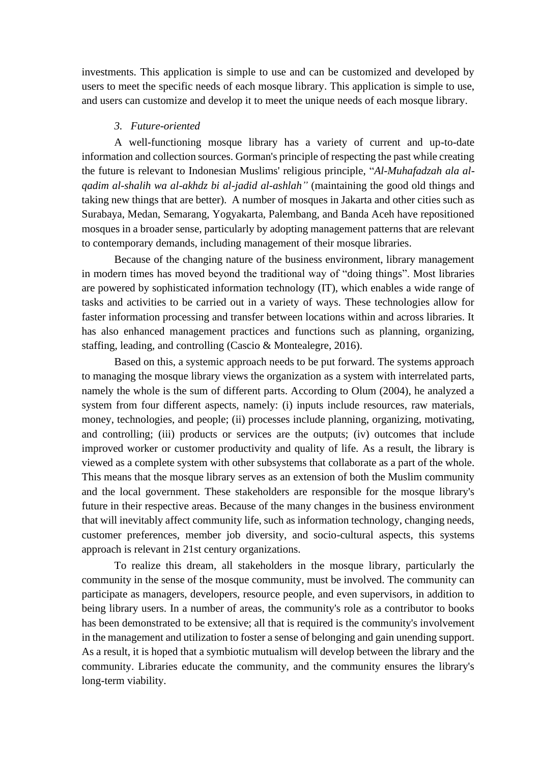investments. This application is simple to use and can be customized and developed by users to meet the specific needs of each mosque library. This application is simple to use, and users can customize and develop it to meet the unique needs of each mosque library.

*3. Future-oriented*

A well-functioning mosque library has a variety of current and up-to-date information and collection sources. Gorman's principle of respecting the past while creating the future is relevant to Indonesian Muslims' religious principle, "*Al-Muhafadzah ala al-qadim al-shalih wa al-akhdz bi al-jadid al-ashlah"* (maintaining the good old things and taking new things that are better). A number of mosques in Jakarta and other cities such as Surabaya, Medan, Semarang, Yogyakarta, Palembang, and Banda Aceh have repositioned mosques in a broader sense, particularly by adopting management patterns that are relevant to contemporary demands, including management of their mosque libraries.

Because of the changing nature of the business environment, library management in modern times has moved beyond the traditional way of "doing things". Most libraries are powered by sophisticated information technology (IT), which enables a wide range of tasks and activities to be carried out in a variety of ways. These technologies allow for faster information processing and transfer between locations within and across libraries. It has also enhanced management practices and functions such as planning, organizing, staffing, leading, and controlling (Cascio & Montealegre, 2016).

Based on this, a systemic approach needs to be put forward. The systems approach to managing the mosque library views the organization as a system with interrelated parts, namely the whole is the sum of different parts. According to Olum (2004), he analyzed a system from four different aspects, namely: (i) inputs include resources, raw materials, money, technologies, and people; (ii) processes include planning, organizing, motivating, and controlling; (iii) products or services are the outputs; (iv) outcomes that include improved worker or customer productivity and quality of life. As a result, the library is viewed as a complete system with other subsystems that collaborate as a part of the whole. This means that the mosque library serves as an extension of both the Muslim community and the local government. These stakeholders are responsible for the mosque library's future in their respective areas. Because of the many changes in the business environment that will inevitably affect community life, such as information technology, changing needs, customer preferences, member job diversity, and socio-cultural aspects, this systems approach is relevant in 21st century organizations.

To realize this dream, all stakeholders in the mosque library, particularly the community in the sense of the mosque community, must be involved. The community can participate as managers, developers, resource people, and even supervisors, in addition to being library users. In a number of areas, the community's role as a contributor to books has been demonstrated to be extensive; all that is required is the community's involvement in the management and utilization to foster a sense of belonging and gain unending support. As a result, it is hoped that a symbiotic mutualism will develop between the library and the community. Libraries educate the community, and the community ensures the library's long-term viability.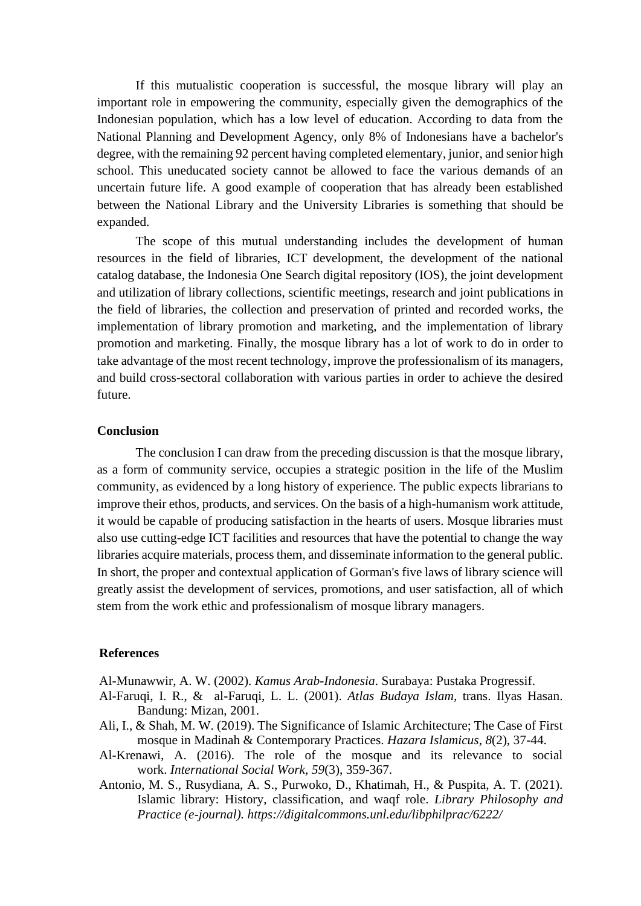If this mutualistic cooperation is successful, the mosque library will play an important role in empowering the community, especially given the demographics of the Indonesian population, which has a low level of education. According to data from the National Planning and Development Agency, only 8% of Indonesians have a bachelor's degree, with the remaining 92 percent having completed elementary, junior, and senior high school. This uneducated society cannot be allowed to face the various demands of an uncertain future life. A good example of cooperation that has already been established between the National Library and the University Libraries is something that should be expanded.

The scope of this mutual understanding includes the development of human resources in the field of libraries, ICT development, the development of the national catalog database, the Indonesia One Search digital repository (IOS), the joint development and utilization of library collections, scientific meetings, research and joint publications in the field of libraries, the collection and preservation of printed and recorded works, the implementation of library promotion and marketing, and the implementation of library promotion and marketing. Finally, the mosque library has a lot of work to do in order to take advantage of the most recent technology, improve the professionalism of its managers, and build cross-sectoral collaboration with various parties in order to achieve the desired future.

## Conclusion

The conclusion I can draw from the preceding discussion is that the mosque library, as a form of community service, occupies a strategic position in the life of the Muslim community, as evidenced by a long history of experience. The public expects librarians to improve their ethos, products, and services. On the basis of a high-humanism work attitude, it would be capable of producing satisfaction in the hearts of users. Mosque libraries must also use cutting-edge ICT facilities and resources that have the potential to change the way libraries acquire materials, process them, and disseminate information to the general public. In short, the proper and contextual application of Gorman's five laws of library science will greatly assist the development of services, promotions, and user satisfaction, all of which stem from the work ethic and professionalism of mosque library managers.

## References

Al-Munawwir, A. W. (2002). *Kamus Arab-Indonesia*. Surabaya: Pustaka Progressif.

Al-Faruqi, I. R., & al-Faruqi, L. L. (2001). *Atlas Budaya Islam,* trans. Ilyas Hasan. Bandung: Mizan, 2001.

Ali, I., & Shah, M. W. (2019). The Significance of Islamic Architecture; The Case of First mosque in Madinah & Contemporary Practices. *Hazara Islamicus*, *8*(2), 37-44.

Al-Krenawi, A. (2016). The role of the mosque and its relevance to social work. *International Social Work*, *59*(3), 359-367.

Antonio, M. S., Rusydiana, A. S., Purwoko, D., Khatimah, H., & Puspita, A. T. (2021). Islamic library: History, classification, and waqf role. *Library Philosophy and Practice (e-journal). https://digitalcommons.unl.edu/libphilprac/6222/*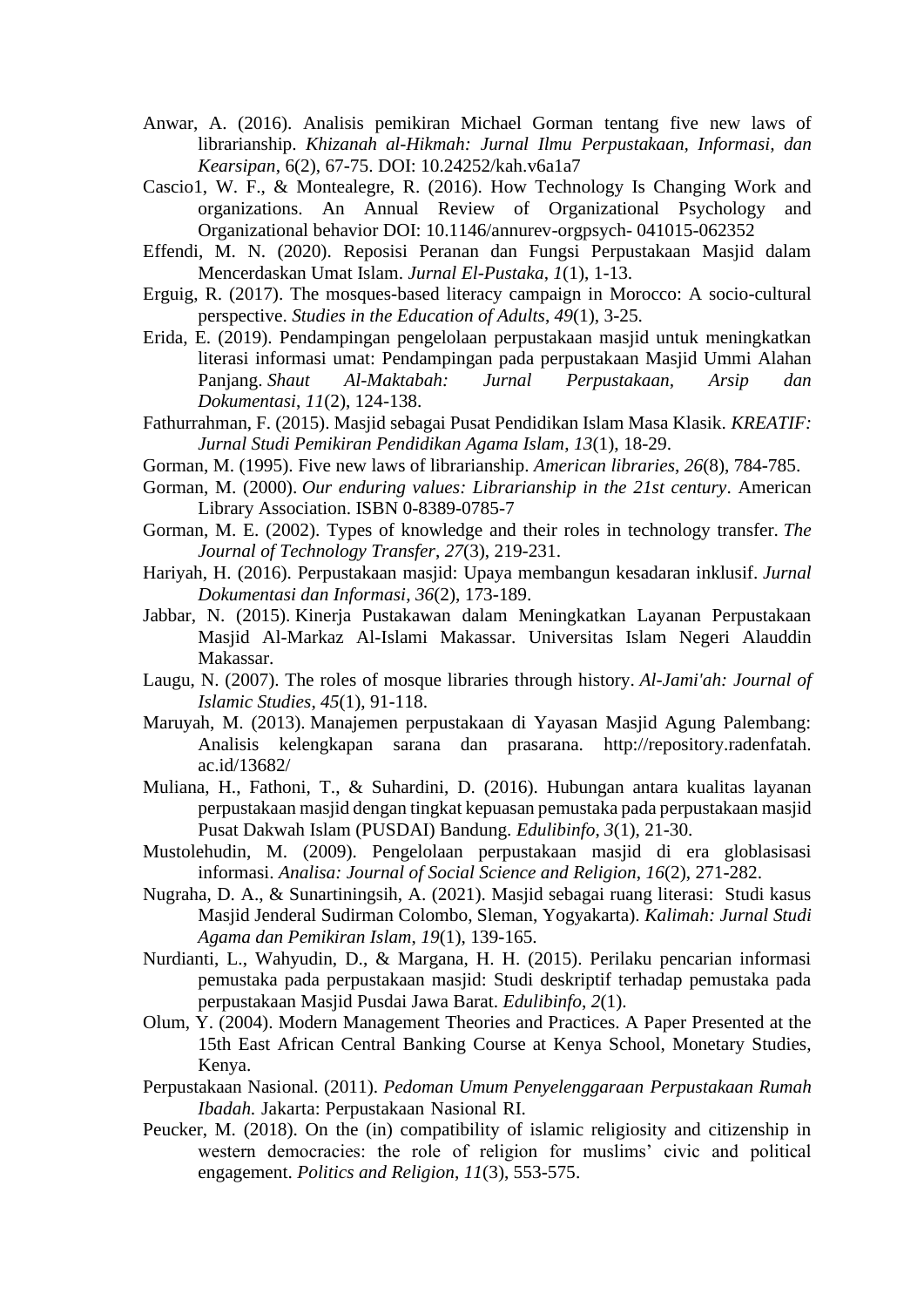Anwar, A. (2016). Analisis pemikiran Michael Gorman tentang five new laws of librarianship. *Khizanah al-Hikmah: Jurnal Ilmu Perpustakaan, Informasi, dan Kearsipan*, 6(2), 67-75. DOI: 10.24252/kah.v6a1a7

Cascio1, W. F., & Montealegre, R. (2016). How Technology Is Changing Work and organizations. An Annual Review of Organizational Psychology and Organizational behavior DOI: 10.1146/annurev-orgpsych- 041015-062352

Effendi, M. N. (2020). Reposisi Peranan dan Fungsi Perpustakaan Masjid dalam Mencerdaskan Umat Islam. *Jurnal El-Pustaka*, *1*(1), 1-13.

Erguig, R. (2017). The mosques-based literacy campaign in Morocco: A socio-cultural perspective. *Studies in the Education of Adults*, *49*(1), 3-25.

Erida, E. (2019). Pendampingan pengelolaan perpustakaan masjid untuk meningkatkan literasi informasi umat: Pendampingan pada perpustakaan Masjid Ummi Alahan Panjang. *Shaut Al-Maktabah: Jurnal Perpustakaan, Arsip dan Dokumentasi*, *11*(2), 124-138.

Fathurrahman, F. (2015). Masjid sebagai Pusat Pendidikan Islam Masa Klasik. *KREATIF: Jurnal Studi Pemikiran Pendidikan Agama Islam*, *13*(1), 18-29.

Gorman, M. (1995). Five new laws of librarianship. *American libraries*, *26*(8), 784-785.

Gorman, M. (2000). *Our enduring values: Librarianship in the 21st century*. American Library Association. ISBN 0-8389-0785-7

Gorman, M. E. (2002). Types of knowledge and their roles in technology transfer. *The Journal of Technology Transfer*, *27*(3), 219-231.

Hariyah, H. (2016). Perpustakaan masjid: Upaya membangun kesadaran inklusif. *Jurnal Dokumentasi dan Informasi*, *36*(2), 173-189.

Jabbar, N. (2015). Kinerja Pustakawan dalam Meningkatkan Layanan Perpustakaan Masjid Al-Markaz Al-Islami Makassar. Universitas Islam Negeri Alauddin Makassar.

Laugu, N. (2007). The roles of mosque libraries through history. *Al-Jami'ah: Journal of Islamic Studies*, *45*(1), 91-118.

Maruyah, M. (2013). Manajemen perpustakaan di Yayasan Masjid Agung Palembang: Analisis kelengkapan sarana dan prasarana. http://repository.radenfatah.ac.id/13682/

Muliana, H., Fathoni, T., & Suhardini, D. (2016). Hubungan antara kualitas layanan perpustakaan masjid dengan tingkat kepuasan pemustaka pada perpustakaan masjid Pusat Dakwah Islam (PUSDAI) Bandung. *Edulibinfo*, *3*(1), 21-30.

Mustolehudin, M. (2009). Pengelolaan perpustakaan masjid di era globlasisasi informasi. *Analisa: Journal of Social Science and Religion*, *16*(2), 271-282.

Nugraha, D. A., & Sunartiningsih, A. (2021). Masjid sebagai ruang literasi: Studi kasus Masjid Jenderal Sudirman Colombo, Sleman, Yogyakarta). *Kalimah: Jurnal Studi Agama dan Pemikiran Islam*, *19*(1), 139-165.

Nurdianti, L., Wahyudin, D., & Margana, H. H. (2015). Perilaku pencarian informasi pemustaka pada perpustakaan masjid: Studi deskriptif terhadap pemustaka pada perpustakaan Masjid Pusdai Jawa Barat. *Edulibinfo*, *2*(1).

Olum, Y. (2004). Modern Management Theories and Practices. A Paper Presented at the 15th East African Central Banking Course at Kenya School, Monetary Studies, Kenya.

Perpustakaan Nasional. (2011). *Pedoman Umum Penyelenggaraan Perpustakaan Rumah Ibadah.* Jakarta: Perpustakaan Nasional RI.

Peucker, M. (2018). On the (in) compatibility of islamic religiosity and citizenship in western democracies: the role of religion for muslims' civic and political engagement. *Politics and Religion*, *11*(3), 553-575.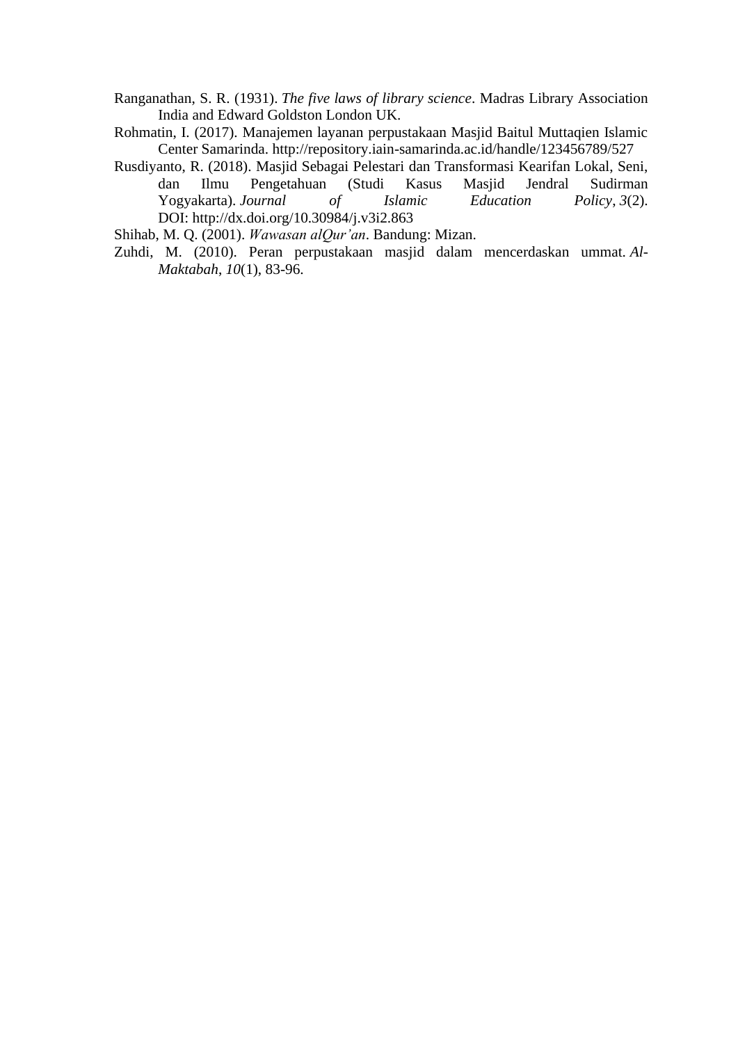Ranganathan, S. R. (1931). *The five laws of library science*. Madras Library Association India and Edward Goldston London UK.

Rohmatin, I. (2017). Manajemen layanan perpustakaan Masjid Baitul Muttaqien Islamic Center Samarinda. http://repository.iain-samarinda.ac.id/handle/123456789/527

Rusdiyanto, R. (2018). Masjid Sebagai Pelestari dan Transformasi Kearifan Lokal, Seni, dan Ilmu Pengetahuan (Studi Kasus Masjid Jendral Sudirman Yogyakarta). *Journal of Islamic Education Policy*, *3*(2). DOI: http://dx.doi.org/10.30984/j.v3i2.863

Shihab, M. Q. (2001). *Wawasan alQur'an*. Bandung: Mizan.

Zuhdi, M. (2010). Peran perpustakaan masjid dalam mencerdaskan ummat. *Al-Maktabah*, *10*(1), 83-96.